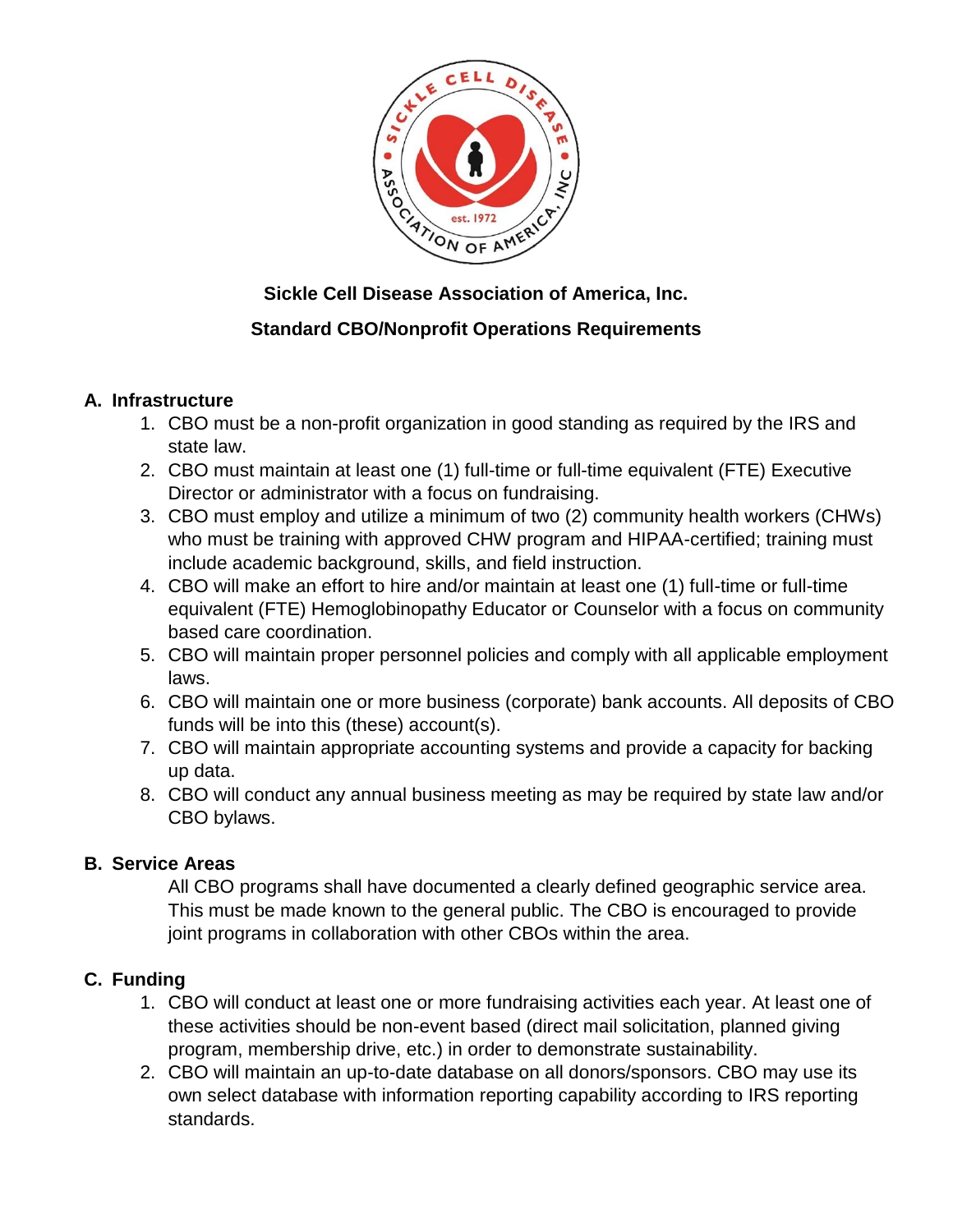**Sickle Cell Disease Association of America, Inc.**

**Standard CBO/Nonprofit Operations Requirements**

## A. Infrastructure

1. CBO must be a non-profit organization in good standing as required by the IRS and state law.
2. CBO must maintain at least one (1) full-time or full-time equivalent (FTE) Executive Director or administrator with a focus on fundraising.
3. CBO must employ and utilize a minimum of two (2) community health workers (CHWs) who must be training with approved CHW program and HIPAA-certified; training must include academic background, skills, and field instruction.
4. CBO will make an effort to hire and/or maintain at least one (1) full-time or full-time equivalent (FTE) Hemoglobinopathy Educator or Counselor with a focus on community based care coordination.
5. CBO will maintain proper personnel policies and comply with all applicable employment laws.
6. CBO will maintain one or more business (corporate) bank accounts. All deposits of CBO funds will be into this (these) account(s).
7. CBO will maintain appropriate accounting systems and provide a capacity for backing up data.
8. CBO will conduct any annual business meeting as may be required by state law and/or CBO bylaws.

## B. Service Areas

All CBO programs shall have documented a clearly defined geographic service area. This must be made known to the general public. The CBO is encouraged to provide joint programs in collaboration with other CBOs within the area.

## C. Funding

1. CBO will conduct at least one or more fundraising activities each year. At least one of these activities should be non-event based (direct mail solicitation, planned giving program, membership drive, etc.) in order to demonstrate sustainability.
2. CBO will maintain an up-to-date database on all donors/sponsors. CBO may use its own select database with information reporting capability according to IRS reporting standards.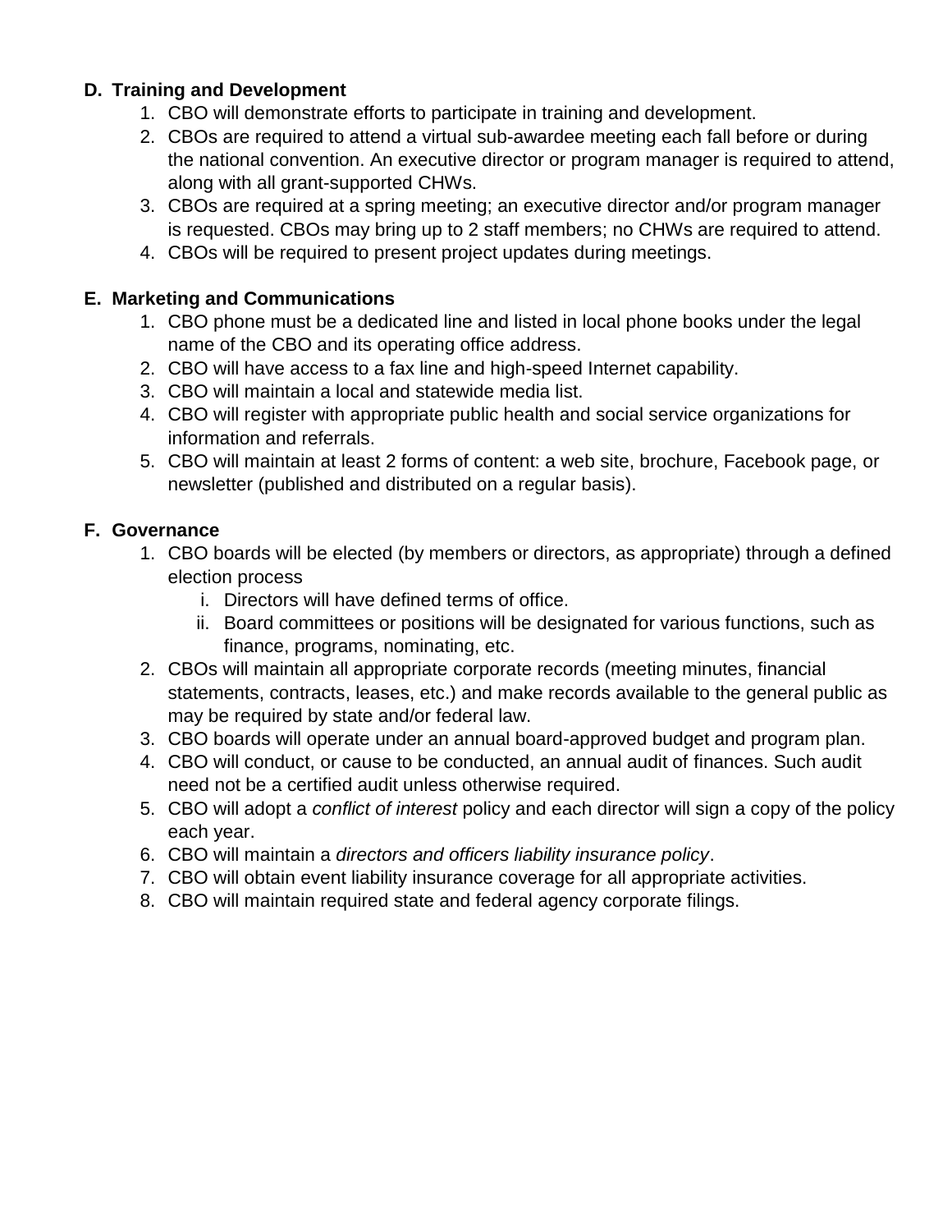**D. Training and Development**

1. CBO will demonstrate efforts to participate in training and development.
2. CBOs are required to attend a virtual sub-awardee meeting each fall before or during the national convention. An executive director or program manager is required to attend, along with all grant-supported CHWs.
3. CBOs are required at a spring meeting; an executive director and/or program manager is requested. CBOs may bring up to 2 staff members; no CHWs are required to attend.
4. CBOs will be required to present project updates during meetings.

**E. Marketing and Communications**

1. CBO phone must be a dedicated line and listed in local phone books under the legal name of the CBO and its operating office address.
2. CBO will have access to a fax line and high-speed Internet capability.
3. CBO will maintain a local and statewide media list.
4. CBO will register with appropriate public health and social service organizations for information and referrals.
5. CBO will maintain at least 2 forms of content: a web site, brochure, Facebook page, or newsletter (published and distributed on a regular basis).

**F. Governance**

1. CBO boards will be elected (by members or directors, as appropriate) through a defined election process
   i. Directors will have defined terms of office.
   ii. Board committees or positions will be designated for various functions, such as finance, programs, nominating, etc.
2. CBOs will maintain all appropriate corporate records (meeting minutes, financial statements, contracts, leases, etc.) and make records available to the general public as may be required by state and/or federal law.
3. CBO boards will operate under an annual board-approved budget and program plan.
4. CBO will conduct, or cause to be conducted, an annual audit of finances. Such audit need not be a certified audit unless otherwise required.
5. CBO will adopt a *conflict of interest* policy and each director will sign a copy of the policy each year.
6. CBO will maintain a *directors and officers liability insurance policy*.
7. CBO will obtain event liability insurance coverage for all appropriate activities.
8. CBO will maintain required state and federal agency corporate filings.